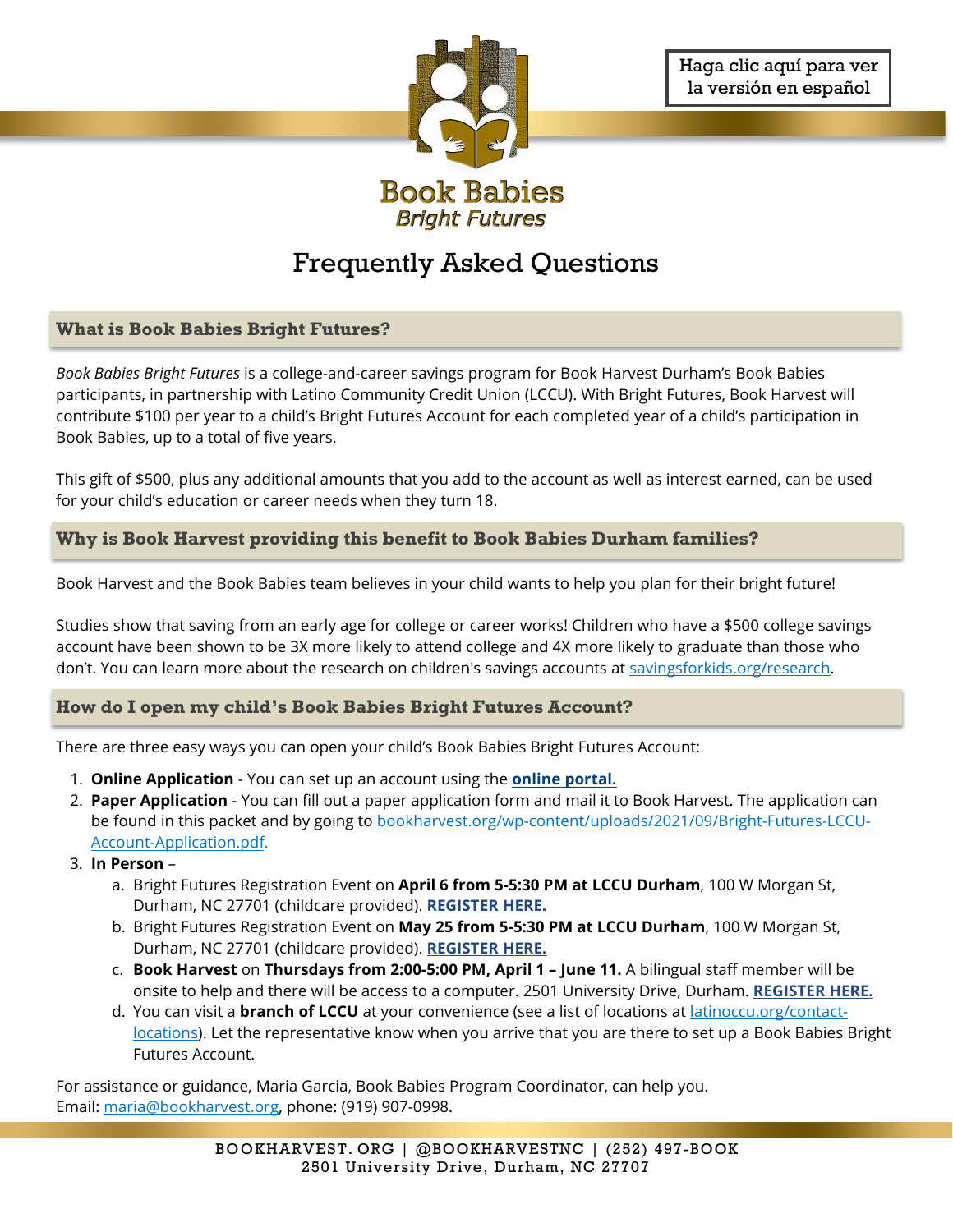Haga clic aquí para ver la versión en español

Book Babies
*Bright Futures*

# Frequently Asked Questions

## What is Book Babies Bright Futures?

*Book Babies Bright Futures* is a college-and-career savings program for Book Harvest Durham's Book Babies participants, in partnership with Latino Community Credit Union (LCCU). With Bright Futures, Book Harvest will contribute $100 per year to a child's Bright Futures Account for each completed year of a child's participation in Book Babies, up to a total of five years.

This gift of $500, plus any additional amounts that you add to the account as well as interest earned, can be used for your child's education or career needs when they turn 18.

## Why is Book Harvest providing this benefit to Book Babies Durham families?

Book Harvest and the Book Babies team believes in your child wants to help you plan for their bright future!

Studies show that saving from an early age for college or career works! Children who have a $500 college savings account have been shown to be 3X more likely to attend college and 4X more likely to graduate than those who don't. You can learn more about the research on children's savings accounts at savingsforkids.org/research.

## How do I open my child's Book Babies Bright Futures Account?

There are three easy ways you can open your child's Book Babies Bright Futures Account:

1. **Online Application** - You can set up an account using the **online portal.**
2. **Paper Application** - You can fill out a paper application form and mail it to Book Harvest. The application can be found in this packet and by going to bookharvest.org/wp-content/uploads/2021/09/Bright-Futures-LCCU-Account-Application.pdf.
3. **In Person** –
   a. Bright Futures Registration Event on **April 6 from 5-5:30 PM at LCCU Durham**, 100 W Morgan St, Durham, NC 27701 (childcare provided). **REGISTER HERE.**
   b. Bright Futures Registration Event on **May 25 from 5-5:30 PM at LCCU Durham**, 100 W Morgan St, Durham, NC 27701 (childcare provided). **REGISTER HERE.**
   c. **Book Harvest** on **Thursdays from 2:00-5:00 PM, April 1 – June 11.** A bilingual staff member will be onsite to help and there will be access to a computer. 2501 University Drive, Durham. **REGISTER HERE.**
   d. You can visit a **branch of LCCU** at your convenience (see a list of locations at latinoccu.org/contact-locations). Let the representative know when you arrive that you are there to set up a Book Babies Bright Futures Account.

For assistance or guidance, Maria Garcia, Book Babies Program Coordinator, can help you.
Email: maria@bookharvest.org, phone: (919) 907-0998.

BOOKHARVEST.ORG | @BOOKHARVESTNC | (252) 497-BOOK
2501 University Drive, Durham, NC 27707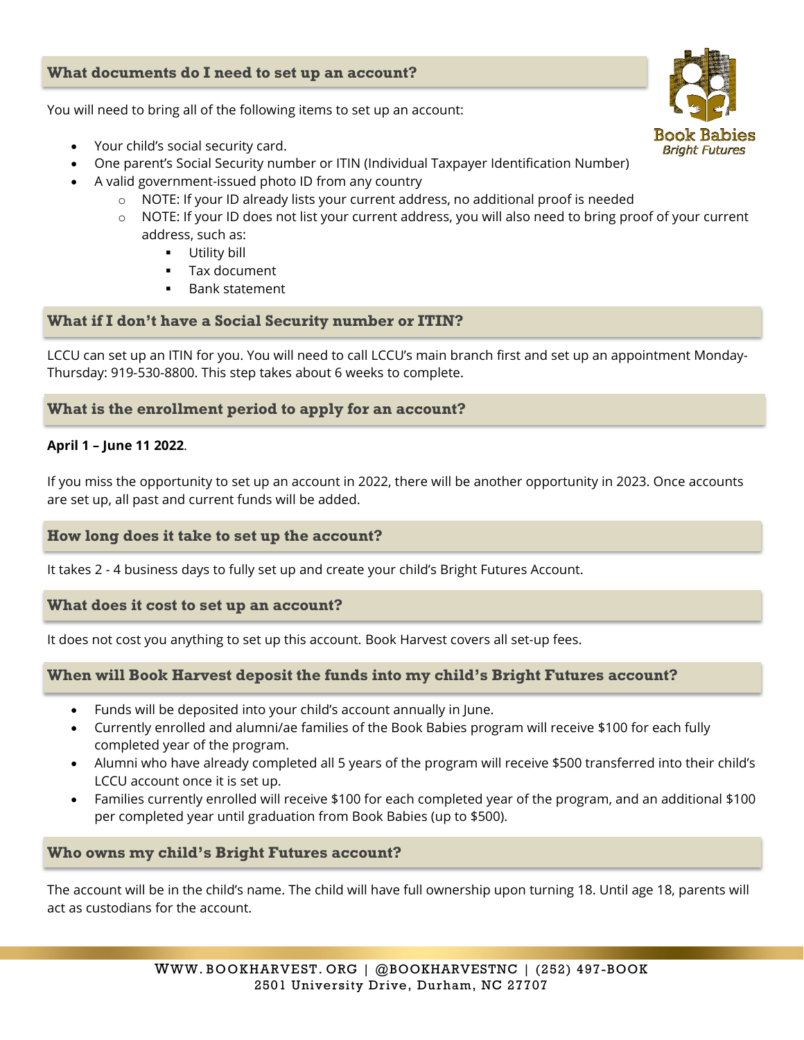## What documents do I need to set up an account?

You will need to bring all of the following items to set up an account:

- Your child's social security card.
- One parent's Social Security number or ITIN (Individual Taxpayer Identification Number)
- A valid government-issued photo ID from any country
    - NOTE: If your ID already lists your current address, no additional proof is needed
    - NOTE: If your ID does not list your current address, you will also need to bring proof of your current address, such as:
        - Utility bill
        - Tax document
        - Bank statement

## What if I don't have a Social Security number or ITIN?

LCCU can set up an ITIN for you. You will need to call LCCU's main branch first and set up an appointment Monday-Thursday: 919-530-8800. This step takes about 6 weeks to complete.

## What is the enrollment period to apply for an account?

**April 1 – June 11 2022**.

If you miss the opportunity to set up an account in 2022, there will be another opportunity in 2023. Once accounts are set up, all past and current funds will be added.

## How long does it take to set up the account?

It takes 2 - 4 business days to fully set up and create your child's Bright Futures Account.

## What does it cost to set up an account?

It does not cost you anything to set up this account. Book Harvest covers all set-up fees.

## When will Book Harvest deposit the funds into my child's Bright Futures account?

- Funds will be deposited into your child's account annually in June.
- Currently enrolled and alumni/ae families of the Book Babies program will receive $100 for each fully completed year of the program.
- Alumni who have already completed all 5 years of the program will receive $500 transferred into their child's LCCU account once it is set up.
- Families currently enrolled will receive $100 for each completed year of the program, and an additional $100 per completed year until graduation from Book Babies (up to $500).

## Who owns my child's Bright Futures account?

The account will be in the child's name. The child will have full ownership upon turning 18. Until age 18, parents will act as custodians for the account.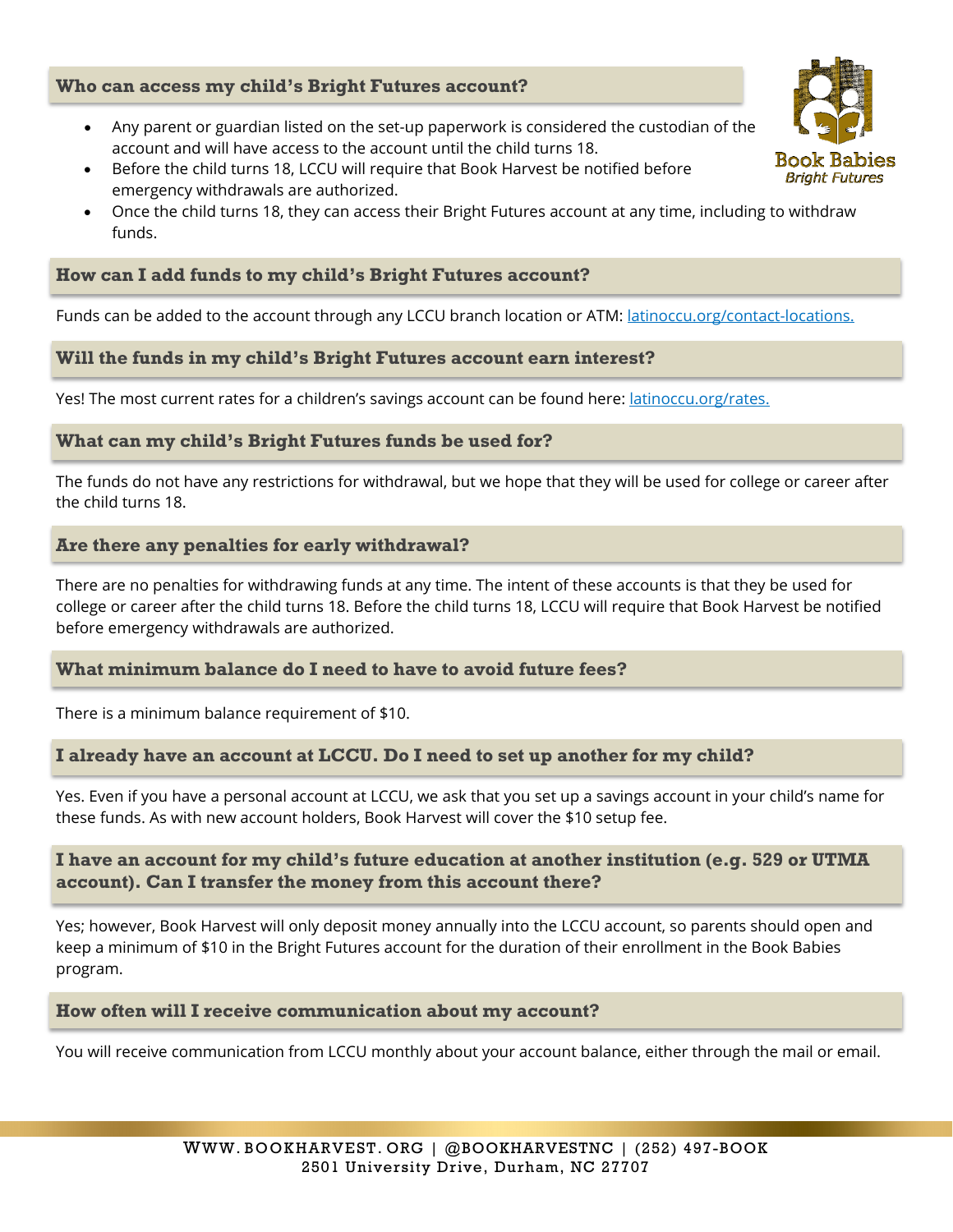### Who can access my child's Bright Futures account?

- Any parent or guardian listed on the set-up paperwork is considered the custodian of the account and will have access to the account until the child turns 18.
- Before the child turns 18, LCCU will require that Book Harvest be notified before emergency withdrawals are authorized.
- Once the child turns 18, they can access their Bright Futures account at any time, including to withdraw funds.

### How can I add funds to my child's Bright Futures account?

Funds can be added to the account through any LCCU branch location or ATM: [latinoccu.org/contact-locations.](latinoccu.org/contact-locations)

### Will the funds in my child's Bright Futures account earn interest?

Yes! The most current rates for a children's savings account can be found here: [latinoccu.org/rates.](latinoccu.org/rates)

### What can my child's Bright Futures funds be used for?

The funds do not have any restrictions for withdrawal, but we hope that they will be used for college or career after the child turns 18.

### Are there any penalties for early withdrawal?

There are no penalties for withdrawing funds at any time. The intent of these accounts is that they be used for college or career after the child turns 18. Before the child turns 18, LCCU will require that Book Harvest be notified before emergency withdrawals are authorized.

### What minimum balance do I need to have to avoid future fees?

There is a minimum balance requirement of $10.

### I already have an account at LCCU. Do I need to set up another for my child?

Yes. Even if you have a personal account at LCCU, we ask that you set up a savings account in your child's name for these funds. As with new account holders, Book Harvest will cover the $10 setup fee.

### I have an account for my child's future education at another institution (e.g. 529 or UTMA account). Can I transfer the money from this account there?

Yes; however, Book Harvest will only deposit money annually into the LCCU account, so parents should open and keep a minimum of $10 in the Bright Futures account for the duration of their enrollment in the Book Babies program.

### How often will I receive communication about my account?

You will receive communication from LCCU monthly about your account balance, either through the mail or email.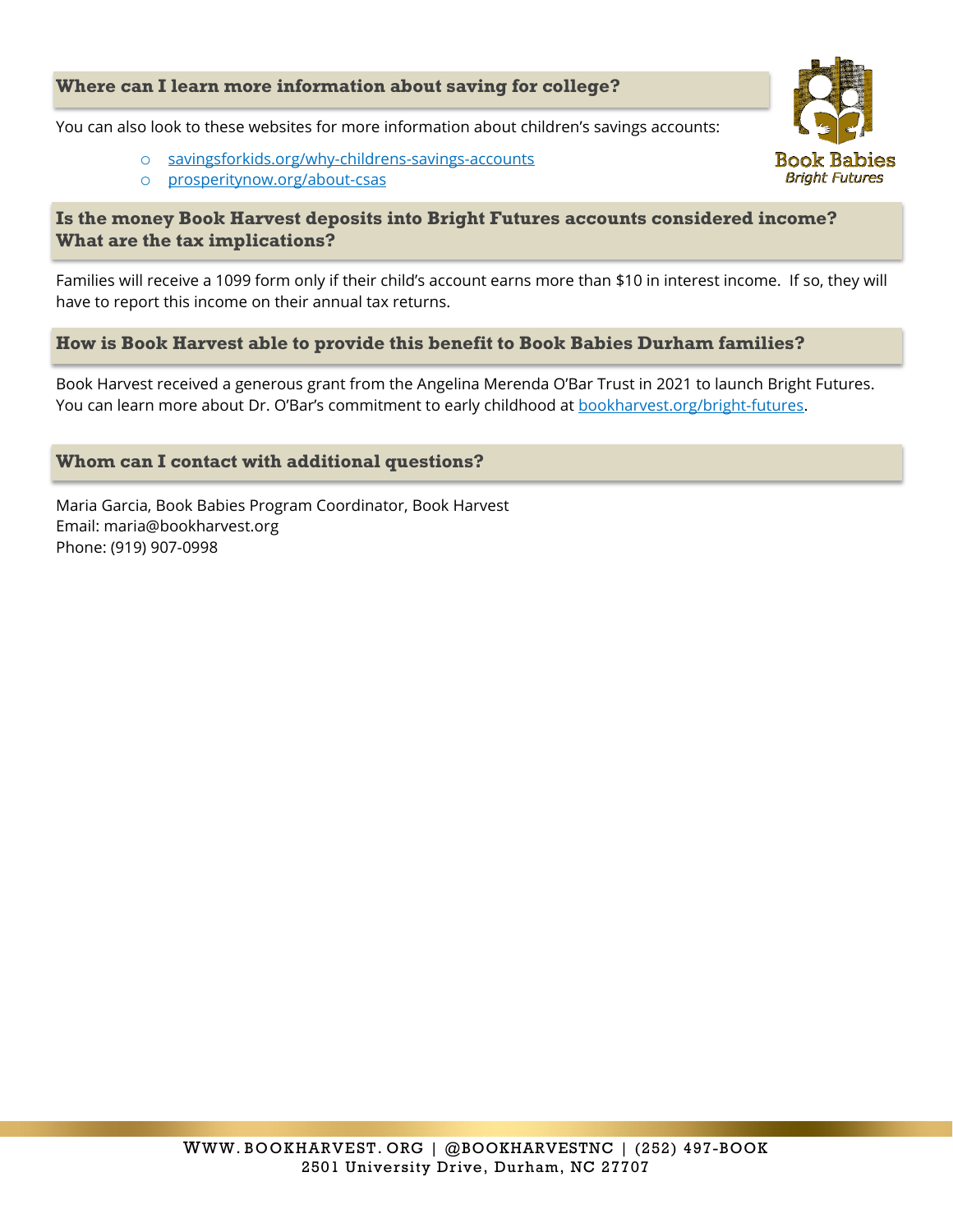## Where can I learn more information about saving for college?

You can also look to these websites for more information about children's savings accounts:

- [savingsforkids.org/why-childrens-savings-accounts](savingsforkids.org/why-childrens-savings-accounts)
- [prosperitynow.org/about-csas](prosperitynow.org/about-csas)

## Is the money Book Harvest deposits into Bright Futures accounts considered income? What are the tax implications?

Families will receive a 1099 form only if their child's account earns more than $10 in interest income. If so, they will have to report this income on their annual tax returns.

## How is Book Harvest able to provide this benefit to Book Babies Durham families?

Book Harvest received a generous grant from the Angelina Merenda O'Bar Trust in 2021 to launch Bright Futures. You can learn more about Dr. O'Bar's commitment to early childhood at [bookharvest.org/bright-futures](bookharvest.org/bright-futures).

## Whom can I contact with additional questions?

Maria Garcia, Book Babies Program Coordinator, Book Harvest
Email: maria@bookharvest.org
Phone: (919) 907-0998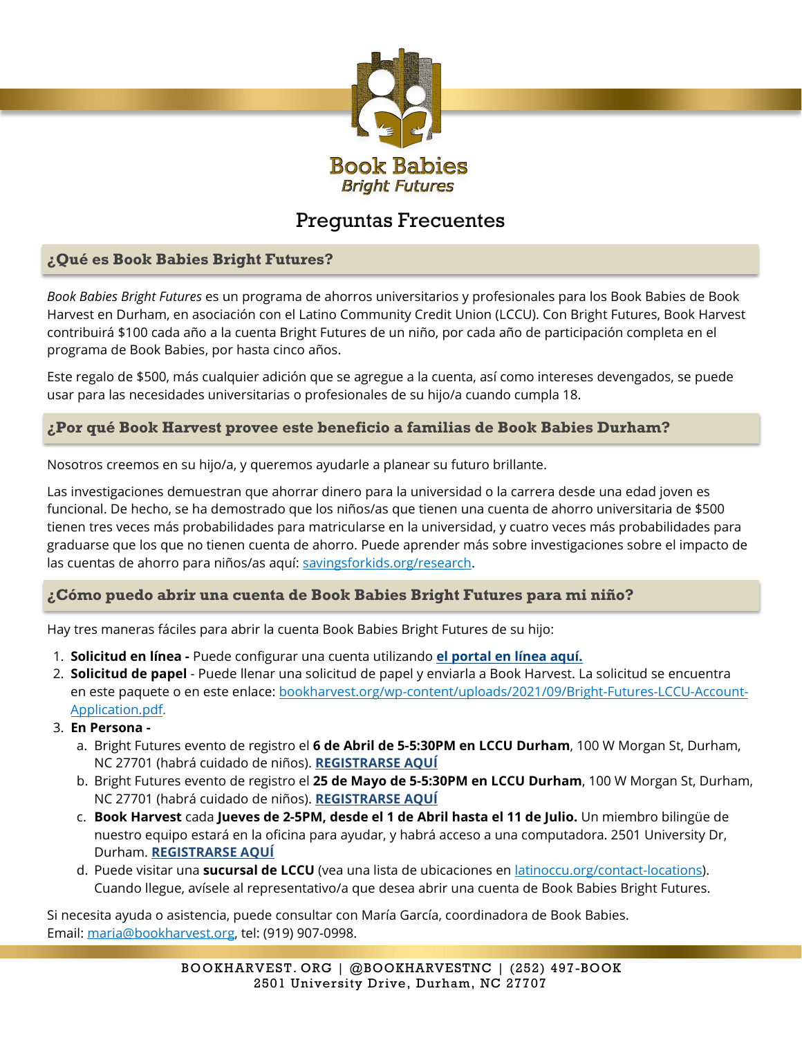Book Babies
*Bright Futures*

# Preguntas Frecuentes

## ¿Qué es Book Babies Bright Futures?

*Book Babies Bright Futures* es un programa de ahorros universitarios y profesionales para los Book Babies de Book Harvest en Durham, en asociación con el Latino Community Credit Union (LCCU). Con Bright Futures, Book Harvest contribuirá $100 cada año a la cuenta Bright Futures de un niño, por cada año de participación completa en el programa de Book Babies, por hasta cinco años.

Este regalo de $500, más cualquier adición que se agregue a la cuenta, así como intereses devengados, se puede usar para las necesidades universitarias o profesionales de su hijo/a cuando cumpla 18.

## ¿Por qué Book Harvest provee este beneficio a familias de Book Babies Durham?

Nosotros creemos en su hijo/a, y queremos ayudarle a planear su futuro brillante.

Las investigaciones demuestran que ahorrar dinero para la universidad o la carrera desde una edad joven es funcional. De hecho, se ha demostrado que los niños/as que tienen una cuenta de ahorro universitaria de $500 tienen tres veces más probabilidades para matricularse en la universidad, y cuatro veces más probabilidades para graduarse que los que no tienen cuenta de ahorro. Puede aprender más sobre investigaciones sobre el impacto de las cuentas de ahorro para niños/as aquí: savingsforkids.org/research.

## ¿Cómo puedo abrir una cuenta de Book Babies Bright Futures para mi niño?

Hay tres maneras fáciles para abrir la cuenta Book Babies Bright Futures de su hijo:

1. **Solicitud en línea -** Puede configurar una cuenta utilizando **el portal en línea aquí.**
2. **Solicitud de papel** - Puede llenar una solicitud de papel y enviarla a Book Harvest. La solicitud se encuentra en este paquete o en este enlace: bookharvest.org/wp-content/uploads/2021/09/Bright-Futures-LCCU-Account-Application.pdf.
3. **En Persona -**
   a. Bright Futures evento de registro el **6 de Abril de 5-5:30PM en LCCU Durham**, 100 W Morgan St, Durham, NC 27701 (habrá cuidado de niños). **REGISTRARSE AQUÍ**
   b. Bright Futures evento de registro el **25 de Mayo de 5-5:30PM en LCCU Durham**, 100 W Morgan St, Durham, NC 27701 (habrá cuidado de niños). **REGISTRARSE AQUÍ**
   c. **Book Harvest** cada **Jueves de 2-5PM, desde el 1 de Abril hasta el 11 de Julio.** Un miembro bilingüe de nuestro equipo estará en la oficina para ayudar, y habrá acceso a una computadora. 2501 University Dr, Durham. **REGISTRARSE AQUÍ**
   d. Puede visitar una **sucursal de LCCU** (vea una lista de ubicaciones en latinoccu.org/contact-locations). Cuando llegue, avísele al representativo/a que desea abrir una cuenta de Book Babies Bright Futures.

Si necesita ayuda o asistencia, puede consultar con María García, coordinadora de Book Babies.
Email: maria@bookharvest.org, tel: (919) 907-0998.

BOOKHARVEST.ORG | @BOOKHARVESTNC | (252) 497-BOOK
2501 University Drive, Durham, NC 27707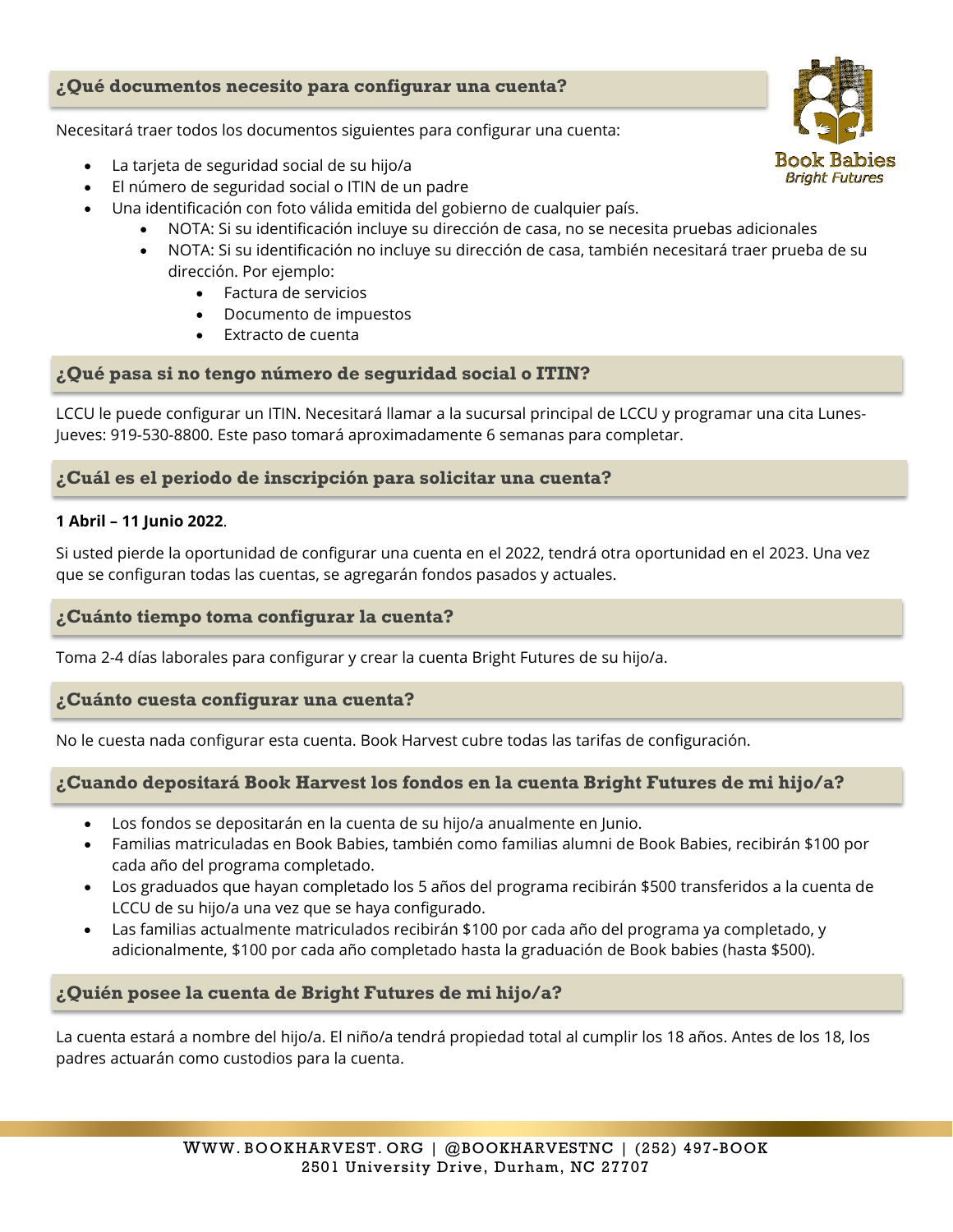## ¿Qué documentos necesito para configurar una cuenta?

Necesitará traer todos los documentos siguientes para configurar una cuenta:

- La tarjeta de seguridad social de su hijo/a
- El número de seguridad social o ITIN de un padre
- Una identificación con foto válida emitida del gobierno de cualquier país.
    - NOTA: Si su identificación incluye su dirección de casa, no se necesita pruebas adicionales
    - NOTA: Si su identificación no incluye su dirección de casa, también necesitará traer prueba de su dirección. Por ejemplo:
        - Factura de servicios
        - Documento de impuestos
        - Extracto de cuenta

## ¿Qué pasa si no tengo número de seguridad social o ITIN?

LCCU le puede configurar un ITIN. Necesitará llamar a la sucursal principal de LCCU y programar una cita Lunes-Jueves: 919-530-8800. Este paso tomará aproximadamente 6 semanas para completar.

## ¿Cuál es el periodo de inscripción para solicitar una cuenta?

**1 Abril – 11 Junio 2022**.

Si usted pierde la oportunidad de configurar una cuenta en el 2022, tendrá otra oportunidad en el 2023. Una vez que se configuran todas las cuentas, se agregarán fondos pasados y actuales.

## ¿Cuánto tiempo toma configurar la cuenta?

Toma 2-4 días laborales para configurar y crear la cuenta Bright Futures de su hijo/a.

## ¿Cuánto cuesta configurar una cuenta?

No le cuesta nada configurar esta cuenta. Book Harvest cubre todas las tarifas de configuración.

## ¿Cuando depositará Book Harvest los fondos en la cuenta Bright Futures de mi hijo/a?

- Los fondos se depositarán en la cuenta de su hijo/a anualmente en Junio.
- Familias matriculadas en Book Babies, también como familias alumni de Book Babies, recibirán $100 por cada año del programa completado.
- Los graduados que hayan completado los 5 años del programa recibirán $500 transferidos a la cuenta de LCCU de su hijo/a una vez que se haya configurado.
- Las familias actualmente matriculados recibirán $100 por cada año del programa ya completado, y adicionalmente, $100 por cada año completado hasta la graduación de Book babies (hasta $500).

## ¿Quién posee la cuenta de Bright Futures de mi hijo/a?

La cuenta estará a nombre del hijo/a. El niño/a tendrá propiedad total al cumplir los 18 años. Antes de los 18, los padres actuarán como custodios para la cuenta.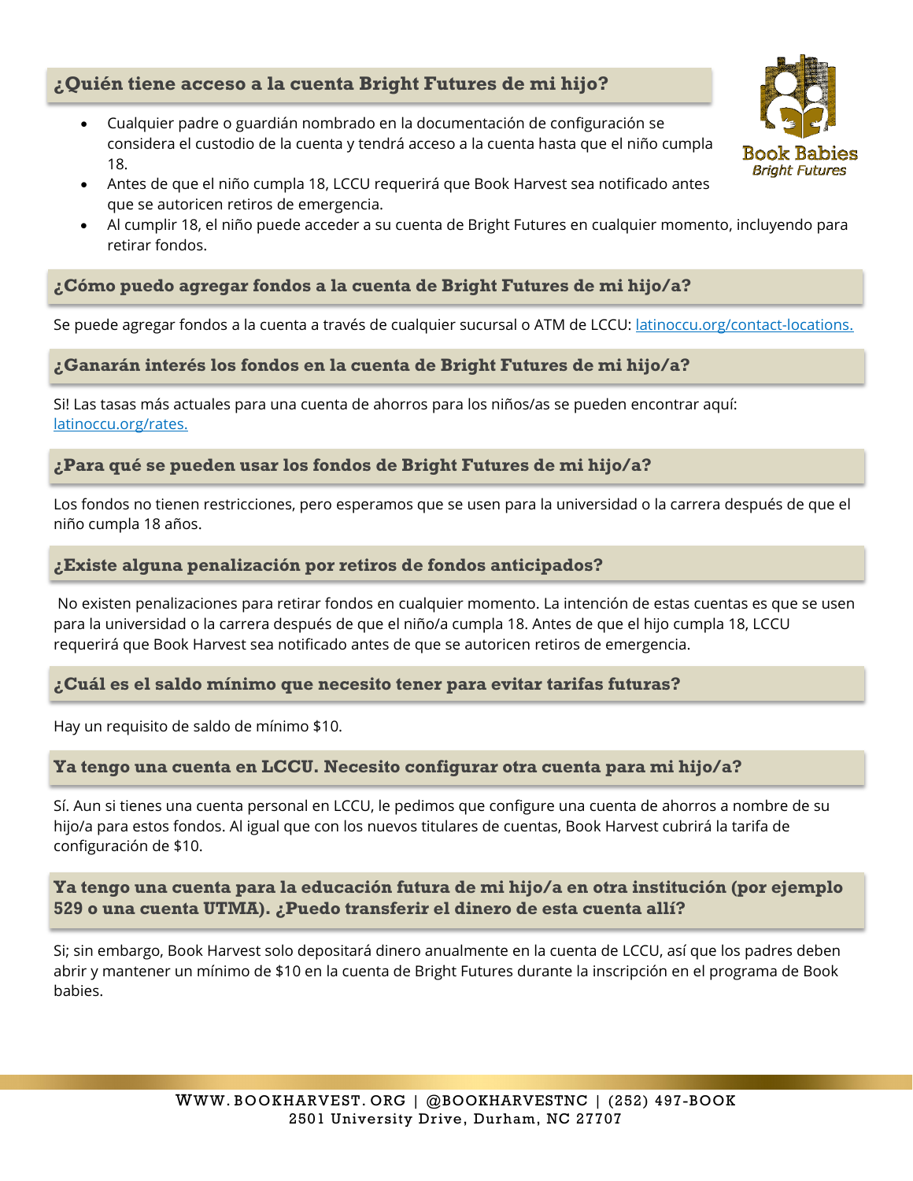## ¿Quién tiene acceso a la cuenta Bright Futures de mi hijo?

Book Babies
*Bright Futures*

- Cualquier padre o guardián nombrado en la documentación de configuración se considera el custodio de la cuenta y tendrá acceso a la cuenta hasta que el niño cumpla 18.
- Antes de que el niño cumpla 18, LCCU requerirá que Book Harvest sea notificado antes que se autoricen retiros de emergencia.
- Al cumplir 18, el niño puede acceder a su cuenta de Bright Futures en cualquier momento, incluyendo para retirar fondos.

## ¿Cómo puedo agregar fondos a la cuenta de Bright Futures de mi hijo/a?

Se puede agregar fondos a la cuenta a través de cualquier sucursal o ATM de LCCU: [latinoccu.org/contact-locations.](latinoccu.org/contact-locations)

## ¿Ganarán interés los fondos en la cuenta de Bright Futures de mi hijo/a?

Si! Las tasas más actuales para una cuenta de ahorros para los niños/as se pueden encontrar aquí: [latinoccu.org/rates.](latinoccu.org/rates)

## ¿Para qué se pueden usar los fondos de Bright Futures de mi hijo/a?

Los fondos no tienen restricciones, pero esperamos que se usen para la universidad o la carrera después de que el niño cumpla 18 años.

## ¿Existe alguna penalización por retiros de fondos anticipados?

No existen penalizaciones para retirar fondos en cualquier momento. La intención de estas cuentas es que se usen para la universidad o la carrera después de que el niño/a cumpla 18. Antes de que el hijo cumpla 18, LCCU requerirá que Book Harvest sea notificado antes de que se autoricen retiros de emergencia.

## ¿Cuál es el saldo mínimo que necesito tener para evitar tarifas futuras?

Hay un requisito de saldo de mínimo $10.

## Ya tengo una cuenta en LCCU. Necesito configurar otra cuenta para mi hijo/a?

Sí. Aun si tienes una cuenta personal en LCCU, le pedimos que configure una cuenta de ahorros a nombre de su hijo/a para estos fondos. Al igual que con los nuevos titulares de cuentas, Book Harvest cubrirá la tarifa de configuración de $10.

## Ya tengo una cuenta para la educación futura de mi hijo/a en otra institución (por ejemplo 529 o una cuenta UTMA). ¿Puedo transferir el dinero de esta cuenta allí?

Si; sin embargo, Book Harvest solo depositará dinero anualmente en la cuenta de LCCU, así que los padres deben abrir y mantener un mínimo de $10 en la cuenta de Bright Futures durante la inscripción en el programa de Book babies.

WWW.BOOKHARVEST.ORG | @BOOKHARVESTNC | (252) 497-BOOK
2501 University Drive, Durham, NC 27707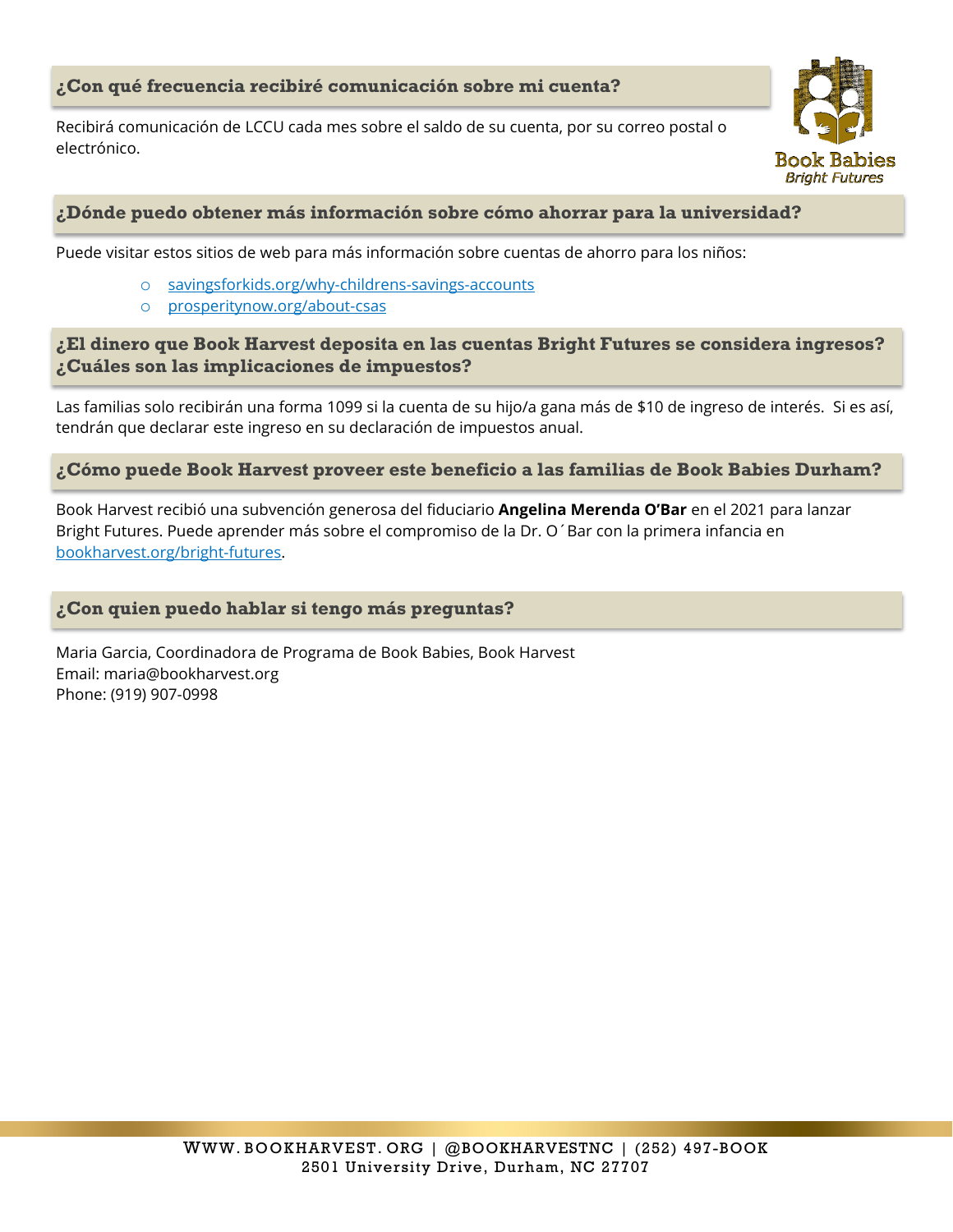### ¿Con qué frecuencia recibiré comunicación sobre mi cuenta?

Recibirá comunicación de LCCU cada mes sobre el saldo de su cuenta, por su correo postal o electrónico.

Book Babies
*Bright Futures*

### ¿Dónde puedo obtener más información sobre cómo ahorrar para la universidad?

Puede visitar estos sitios de web para más información sobre cuentas de ahorro para los niños:

- savingsforkids.org/why-childrens-savings-accounts
- prosperitynow.org/about-csas

### ¿El dinero que Book Harvest deposita en las cuentas Bright Futures se considera ingresos? ¿Cuáles son las implicaciones de impuestos?

Las familias solo recibirán una forma 1099 si la cuenta de su hijo/a gana más de $10 de ingreso de interés. Si es así, tendrán que declarar este ingreso en su declaración de impuestos anual.

### ¿Cómo puede Book Harvest proveer este beneficio a las familias de Book Babies Durham?

Book Harvest recibió una subvención generosa del fiduciario **Angelina Merenda O'Bar** en el 2021 para lanzar Bright Futures. Puede aprender más sobre el compromiso de la Dr. O´Bar con la primera infancia en bookharvest.org/bright-futures.

### ¿Con quien puedo hablar si tengo más preguntas?

Maria Garcia, Coordinadora de Programa de Book Babies, Book Harvest
Email: maria@bookharvest.org
Phone: (919) 907-0998

WWW.BOOKHARVEST.ORG | @BOOKHARVESTNC | (252) 497-BOOK
2501 University Drive, Durham, NC 27707